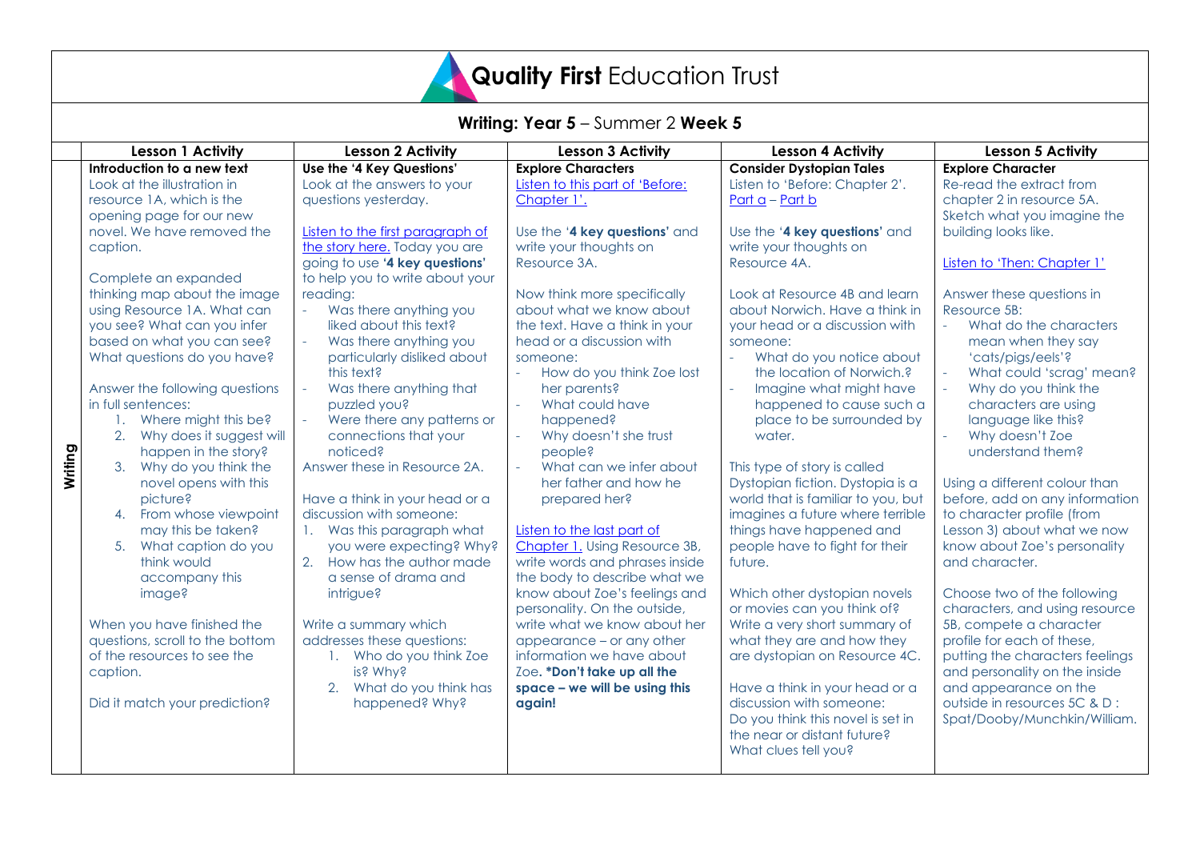# **Quality First** Education Trust

## **Writing: Year 5** – Summer 2 **Week 5**

| | Lesson 1 Activity | Lesson 2 Activity | Lesson 3 Activity | Lesson 4 Activity | Lesson 5 Activity |
|---|---|---|---|---|---|
| **Writing** | **Introduction to a new text**<br>Look at the illustration in resource 1A, which is the opening page for our new novel. We have removed the caption.<br><br>Complete an expanded thinking map about the image using Resource 1A. What can you see? What can you infer based on what you can see? What questions do you have?<br><br>Answer the following questions in full sentences:<br>1. Where might this be?<br>2. Why does it suggest will happen in the story?<br>3. Why do you think the novel opens with this picture?<br>4. From whose viewpoint may this be taken?<br>5. What caption do you think would accompany this image?<br><br>When you have finished the questions, scroll to the bottom of the resources to see the caption.<br><br>Did it match your prediction? | **Use the '4 Key Questions'**<br>Look at the answers to your questions yesterday.<br><br>Listen to the first paragraph of the story here. Today you are going to use **'4 key questions'** to help you to write about your reading:<br>- Was there anything you liked about this text?<br>- Was there anything you particularly disliked about this text?<br>- Was there anything that puzzled you?<br>- Were there any patterns or connections that your noticed?<br><br>Answer these in Resource 2A.<br><br>Have a think in your head or a discussion with someone:<br>1. Was this paragraph what you were expecting? Why?<br>2. How has the author made a sense of drama and intrigue?<br><br>Write a summary which addresses these questions:<br>1. Who do you think Zoe is? Why?<br>2. What do you think has happened? Why? | **Explore Characters**<br>Listen to this part of 'Before: Chapter 1'.<br><br>Use the '**4 key questions**' and write your thoughts on Resource 3A.<br><br>Now think more specifically about what we know about the text. Have a think in your head or a discussion with someone:<br>- How do you think Zoe lost her parents?<br>- What could have happened?<br>- Why doesn't she trust people?<br>- What can we infer about her father and how he prepared her?<br><br>Listen to the last part of Chapter 1. Using Resource 3B, write words and phrases inside the body to describe what we know about Zoe's feelings and personality. On the outside, write what we know about her appearance – or any other information we have about Zoe. **\*Don't take up all the space – we will be using this again!** | **Consider Dystopian Tales**<br>Listen to 'Before: Chapter 2'.<br>Part a – Part b<br><br>Use the '**4 key questions**' and write your thoughts on Resource 4A.<br><br>Look at Resource 4B and learn about Norwich. Have a think in your head or a discussion with someone:<br>- What do you notice about the location of Norwich.?<br>- Imagine what might have happened to cause such a place to be surrounded by water.<br><br>This type of story is called Dystopian fiction. Dystopia is a world that is familiar to you, but imagines a future where terrible things have happened and people have to fight for their future.<br><br>Which other dystopian novels or movies can you think of? Write a very short summary of what they are and how they are dystopian on Resource 4C.<br><br>Have a think in your head or a discussion with someone:<br>Do you think this novel is set in the near or distant future? What clues tell you? | **Explore Character**<br>Re-read the extract from chapter 2 in resource 5A. Sketch what you imagine the building looks like.<br><br>Listen to 'Then: Chapter 1'<br><br>Answer these questions in Resource 5B:<br>- What do the characters mean when they say 'cats/pigs/eels'?<br>- What could 'scrag' mean?<br>- Why do you think the characters are using language like this?<br>- Why doesn't Zoe understand them?<br><br>Using a different colour than before, add on any information to character profile (from Lesson 3) about what we now know about Zoe's personality and character.<br><br>Choose two of the following characters, and using resource 5B, compete a character profile for each of these, putting the characters feelings and personality on the inside and appearance on the outside in resources 5C & D : Spat/Dooby/Munchkin/William. |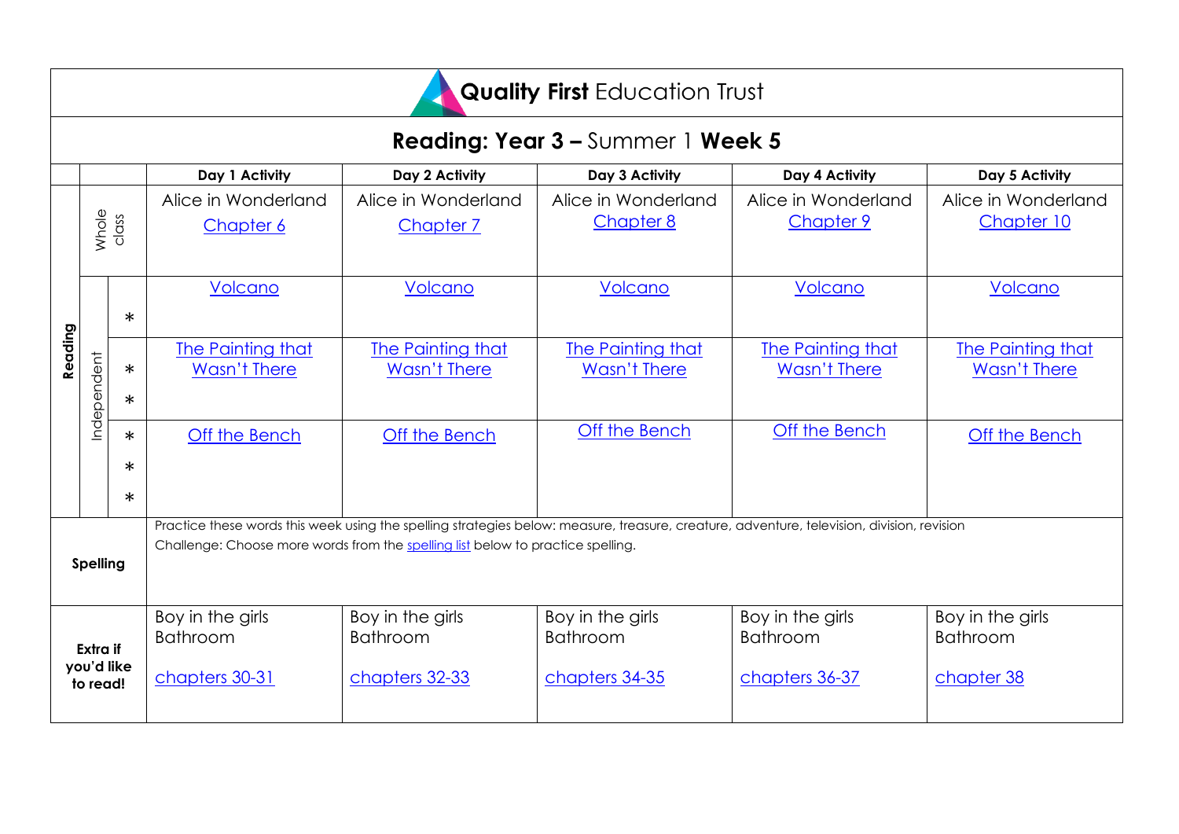**Quality First** Education Trust

# Reading: Year 3 – Summer 1 Week 5

| | | | Day 1 Activity | Day 2 Activity | Day 3 Activity | Day 4 Activity | Day 5 Activity |
|---|---|---|---|---|---|---|---|
| Reading | Whole class | | Alice in Wonderland Chapter 6 | Alice in Wonderland Chapter 7 | Alice in Wonderland Chapter 8 | Alice in Wonderland Chapter 9 | Alice in Wonderland Chapter 10 |
| | Independent | * | Volcano | Volcano | Volcano | Volcano | Volcano |
| | | * * | The Painting that Wasn't There | The Painting that Wasn't There | The Painting that Wasn't There | The Painting that Wasn't There | The Painting that Wasn't There |
| | | * * * | Off the Bench | Off the Bench | Off the Bench | Off the Bench | Off the Bench |
| Spelling | | | Practice these words this week using the spelling strategies below: measure, treasure, creature, adventure, television, division, revision<br>Challenge: Choose more words from the spelling list below to practice spelling. | | | | |
| Extra if you'd like to read! | | | Boy in the girls Bathroom<br>chapters 30-31 | Boy in the girls Bathroom<br>chapters 32-33 | Boy in the girls Bathroom<br>chapters 34-35 | Boy in the girls Bathroom<br>chapters 36-37 | Boy in the girls Bathroom<br>chapter 38 |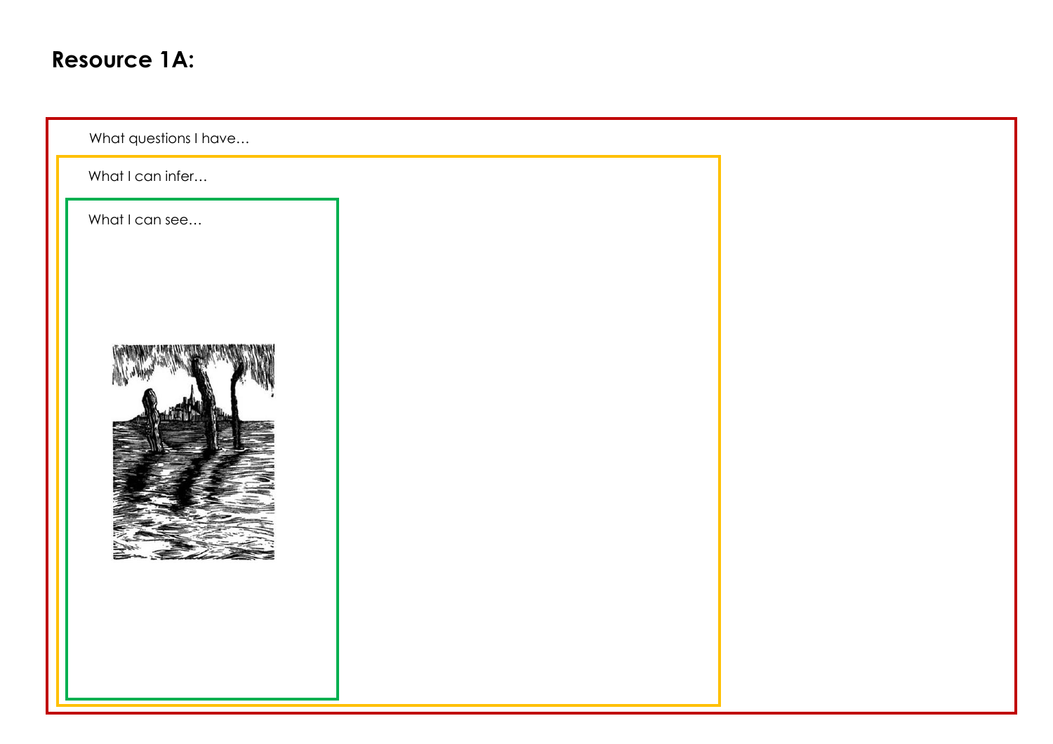## Resource 1A:

What questions I have…

What I can infer…

What I can see…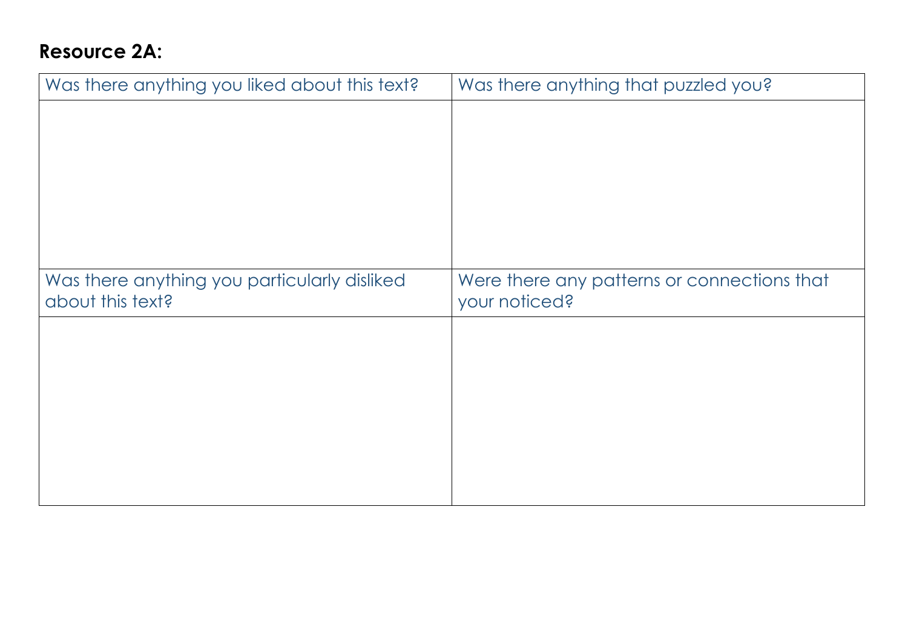**Resource 2A:**

| Was there anything you liked about this text? | Was there anything that puzzled you? |
| --- | --- |
| | |
| Was there anything you particularly disliked about this text? | Were there any patterns or connections that your noticed? |
| | |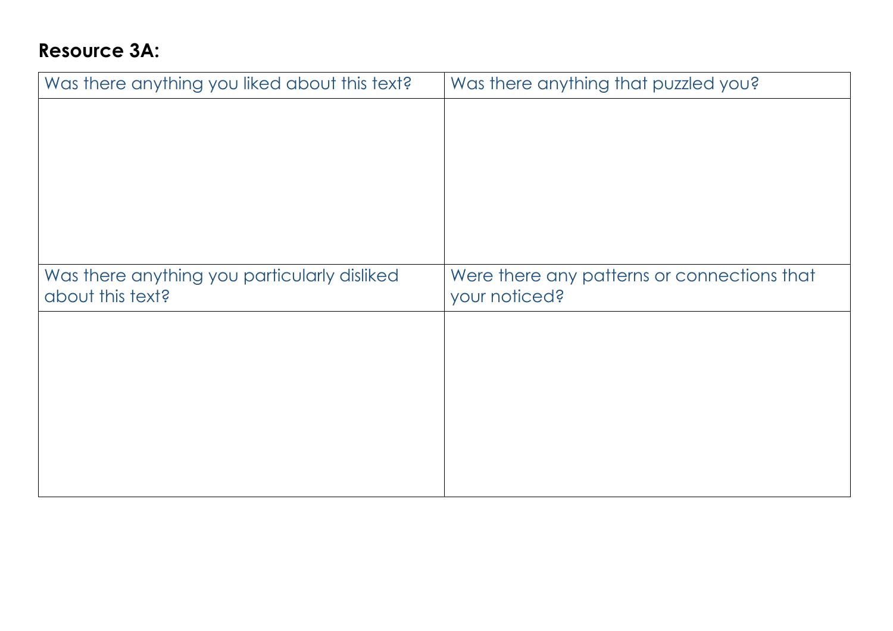**Resource 3A:**

| Was there anything you liked about this text? | Was there anything that puzzled you? |
| --- | --- |
| | |
| **Was there anything you particularly disliked about this text?** | **Were there any patterns or connections that your noticed?** |
| | |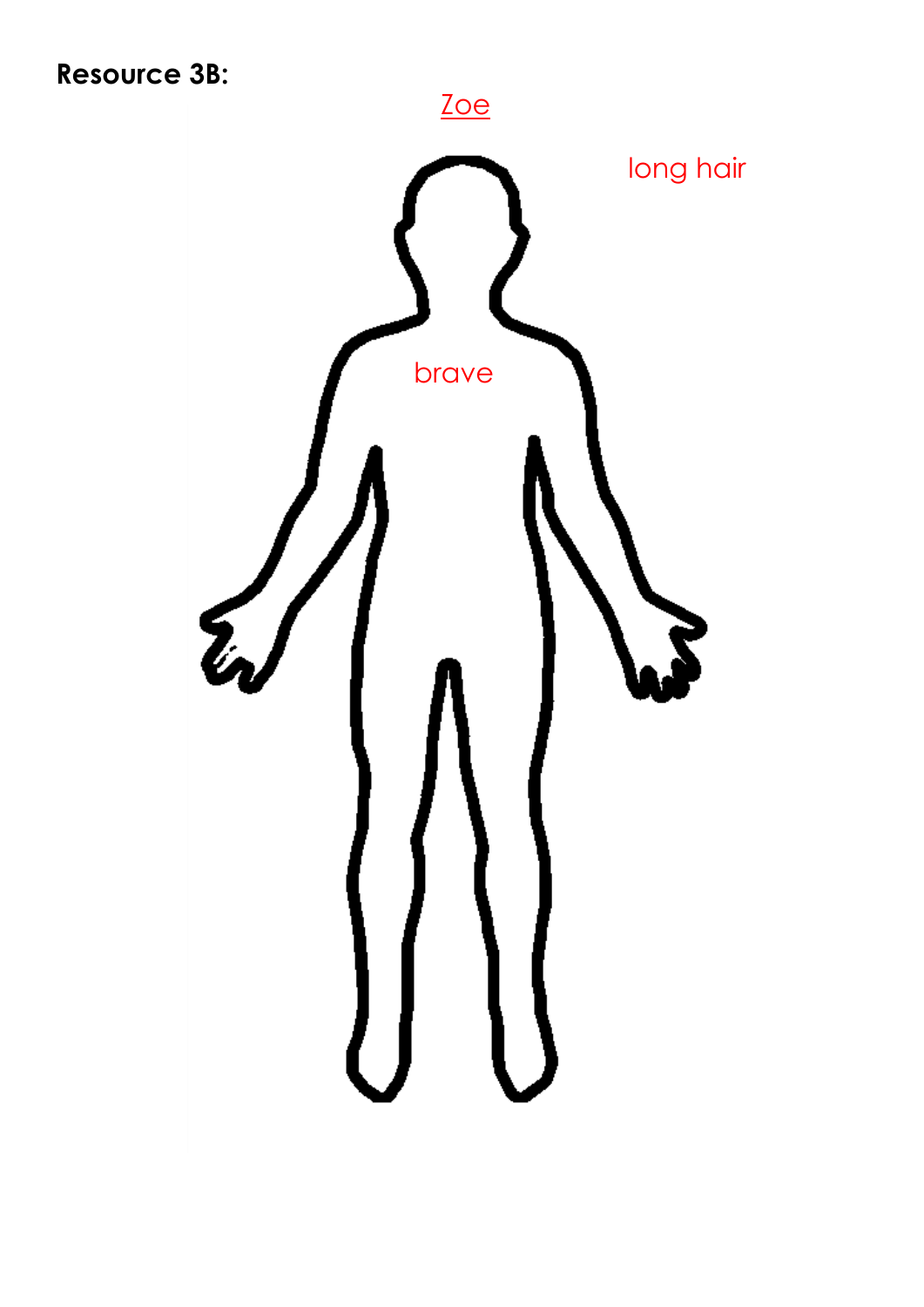**Resource 3B:**

Zoe

long hair

brave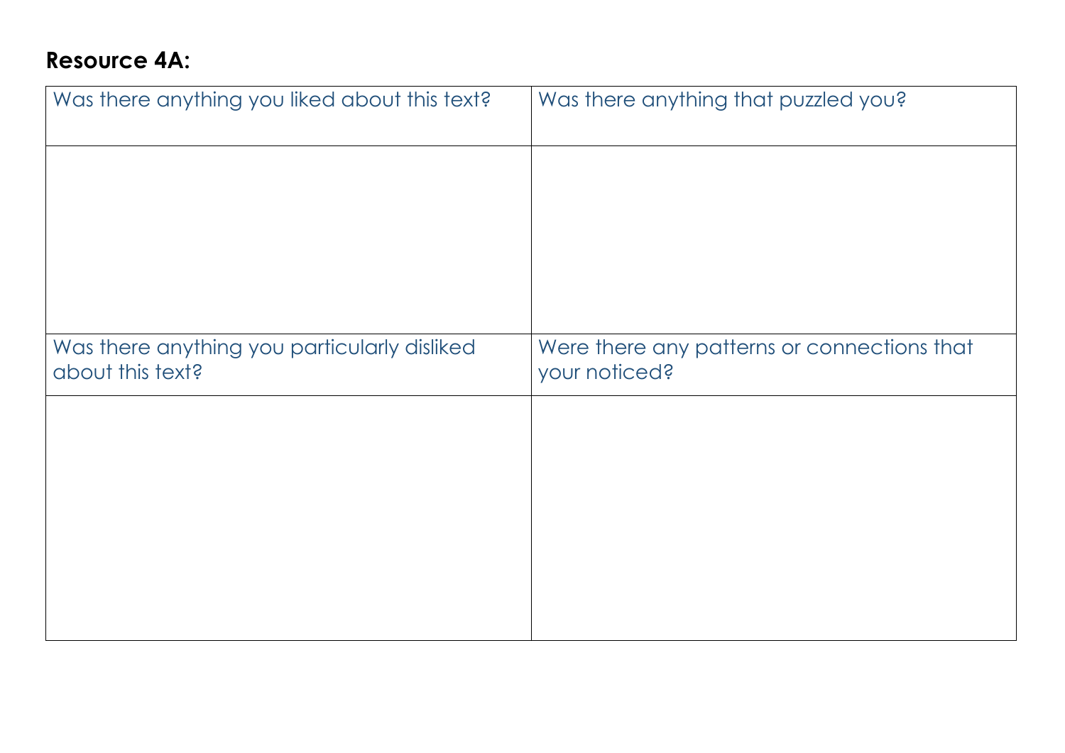**Resource 4A:**

| Was there anything you liked about this text? | Was there anything that puzzled you? |
| --- | --- |
| | |
| Was there anything you particularly disliked about this text? | Were there any patterns or connections that your noticed? |
| | |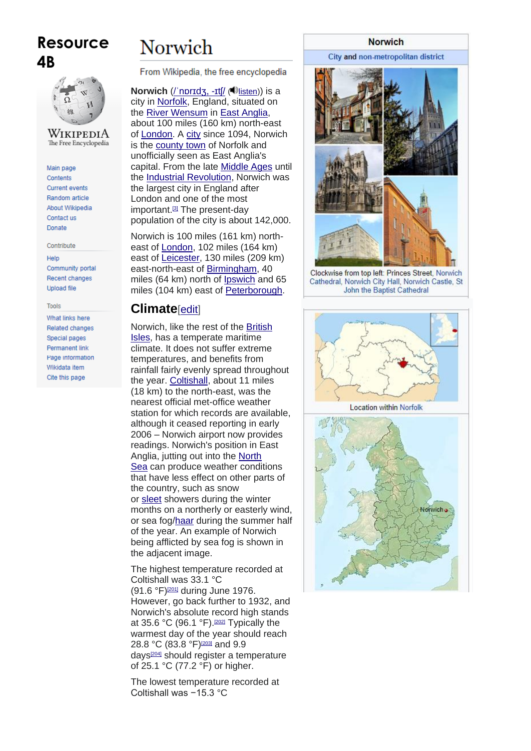# Resource 4B

Wikipedia
The Free Encyclopedia

Main page
Contents
Current events
Random article
About Wikipedia
Contact us
Donate

Contribute

Help
Community portal
Recent changes
Upload file

Tools

What links here
Related changes
Special pages
Permanent link
Page information
Wikidata item
Cite this page

# Norwich

From Wikipedia, the free encyclopedia

**Norwich** (/ˈnɒrɪdʒ, -ɪtʃ/ (listen)) is a city in Norfolk, England, situated on the River Wensum in East Anglia, about 100 miles (160 km) north-east of London. A city since 1094, Norwich is the county town of Norfolk and unofficially seen as East Anglia's capital. From the late Middle Ages until the Industrial Revolution, Norwich was the largest city in England after London and one of the most important.[9] The present-day population of the city is about 142,000.

Norwich is 100 miles (161 km) north-east of London, 102 miles (164 km) east of Leicester, 130 miles (209 km) east-north-east of Birmingham, 40 miles (64 km) north of Ipswich and 65 miles (104 km) east of Peterborough.

## Climate[edit]

Norwich, like the rest of the British Isles, has a temperate maritime climate. It does not suffer extreme temperatures, and benefits from rainfall fairly evenly spread throughout the year. Coltishall, about 11 miles (18 km) to the north-east, was the nearest official met-office weather station for which records are available, although it ceased reporting in early 2006 – Norwich airport now provides readings. Norwich's position in East Anglia, jutting out into the North Sea can produce weather conditions that have less effect on other parts of the country, such as snow or sleet showers during the winter months on a northerly or easterly wind, or sea fog/haar during the summer half of the year. An example of Norwich being afflicted by sea fog is shown in the adjacent image.

The highest temperature recorded at Coltishall was 33.1 °C (91.6 °F)[201] during June 1976. However, go back further to 1932, and Norwich's absolute record high stands at 35.6 °C (96.1 °F).[202] Typically the warmest day of the year should reach 28.8 °C (83.8 °F)[203] and 9.9 days[204] should register a temperature of 25.1 °C (77.2 °F) or higher.

The lowest temperature recorded at Coltishall was −15.3 °C

**Norwich**

City and non-metropolitan district

Clockwise from top left: Princes Street, Norwich Cathedral, Norwich City Hall, Norwich Castle, St John the Baptist Cathedral

Location within Norfolk

Norwich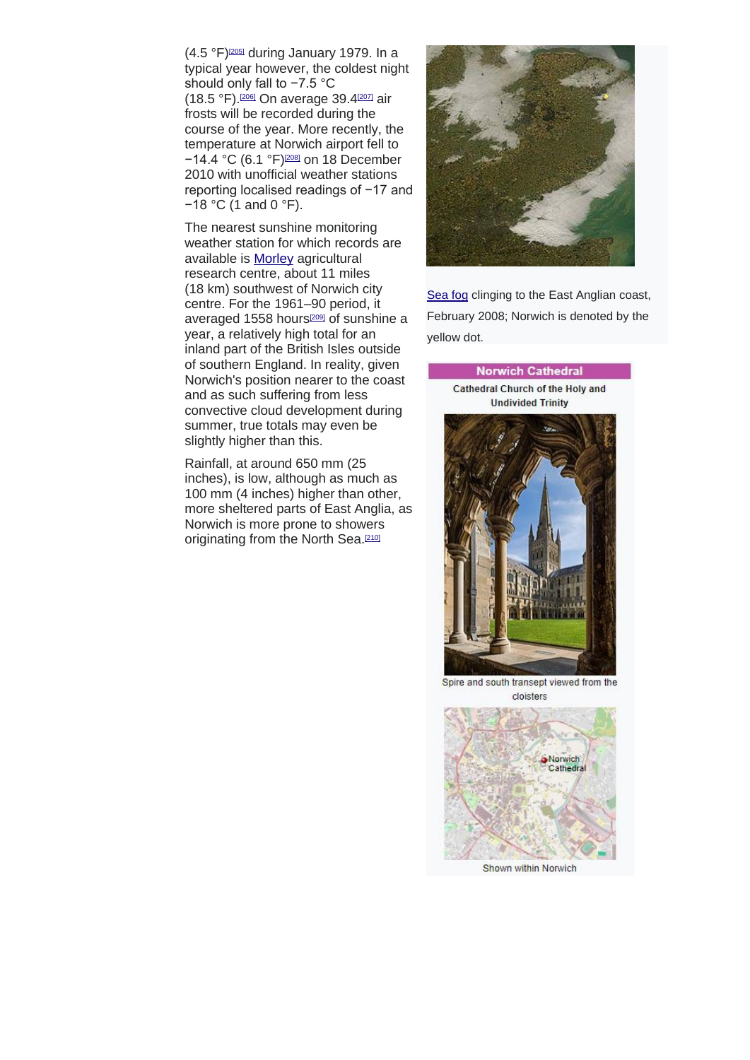(4.5 °F)[205] during January 1979. In a typical year however, the coldest night should only fall to −7.5 °C (18.5 °F).[206] On average 39.4[207] air frosts will be recorded during the course of the year. More recently, the temperature at Norwich airport fell to −14.4 °C (6.1 °F)[208] on 18 December 2010 with unofficial weather stations reporting localised readings of −17 and −18 °C (1 and 0 °F).

The nearest sunshine monitoring weather station for which records are available is Morley agricultural research centre, about 11 miles (18 km) southwest of Norwich city centre. For the 1961–90 period, it averaged 1558 hours[209] of sunshine a year, a relatively high total for an inland part of the British Isles outside of southern England. In reality, given Norwich's position nearer to the coast and as such suffering from less convective cloud development during summer, true totals may even be slightly higher than this.

Rainfall, at around 650 mm (25 inches), is low, although as much as 100 mm (4 inches) higher than other, more sheltered parts of East Anglia, as Norwich is more prone to showers originating from the North Sea.[210]

Sea fog clinging to the East Anglian coast, February 2008; Norwich is denoted by the yellow dot.

**Norwich Cathedral**

Cathedral Church of the Holy and Undivided Trinity

Spire and south transept viewed from the cloisters

Shown within Norwich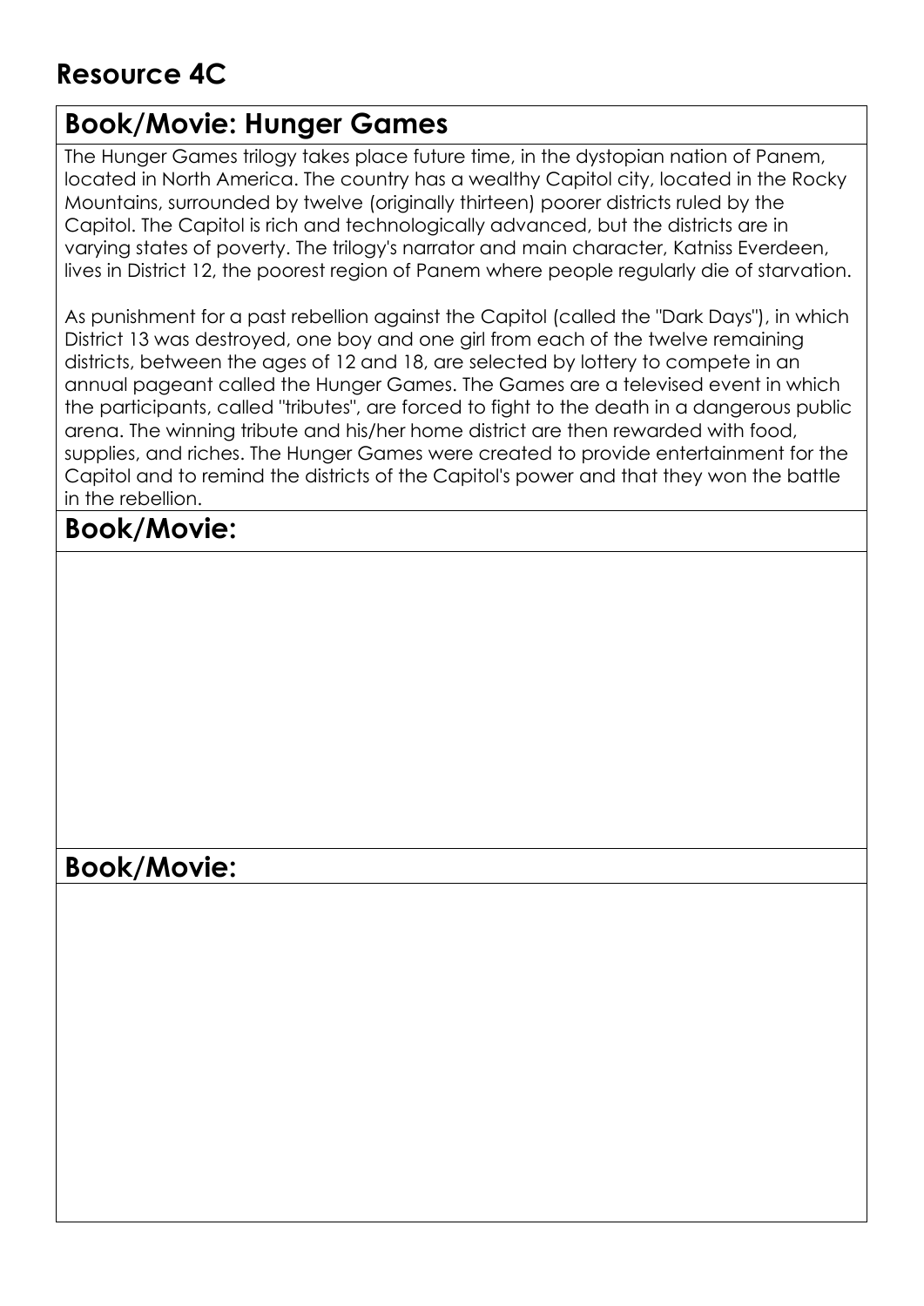# Resource 4C

## Book/Movie: Hunger Games

The Hunger Games trilogy takes place future time, in the dystopian nation of Panem, located in North America. The country has a wealthy Capitol city, located in the Rocky Mountains, surrounded by twelve (originally thirteen) poorer districts ruled by the Capitol. The Capitol is rich and technologically advanced, but the districts are in varying states of poverty. The trilogy's narrator and main character, Katniss Everdeen, lives in District 12, the poorest region of Panem where people regularly die of starvation.

As punishment for a past rebellion against the Capitol (called the "Dark Days"), in which District 13 was destroyed, one boy and one girl from each of the twelve remaining districts, between the ages of 12 and 18, are selected by lottery to compete in an annual pageant called the Hunger Games. The Games are a televised event in which the participants, called "tributes", are forced to fight to the death in a dangerous public arena. The winning tribute and his/her home district are then rewarded with food, supplies, and riches. The Hunger Games were created to provide entertainment for the Capitol and to remind the districts of the Capitol's power and that they won the battle in the rebellion.

## Book/Movie:

## Book/Movie: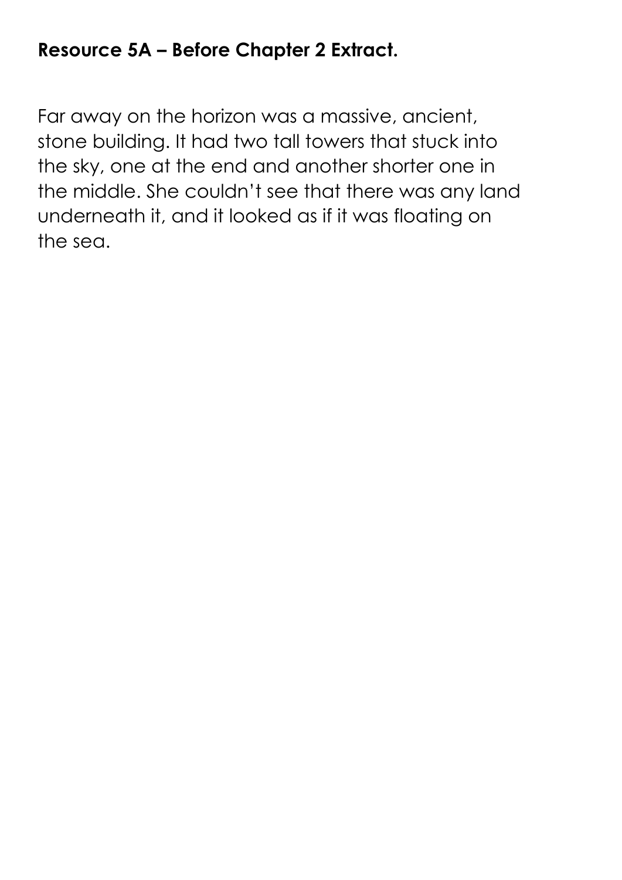**Resource 5A – Before Chapter 2 Extract.**

Far away on the horizon was a massive, ancient, stone building. It had two tall towers that stuck into the sky, one at the end and another shorter one in the middle. She couldn't see that there was any land underneath it, and it looked as if it was floating on the sea.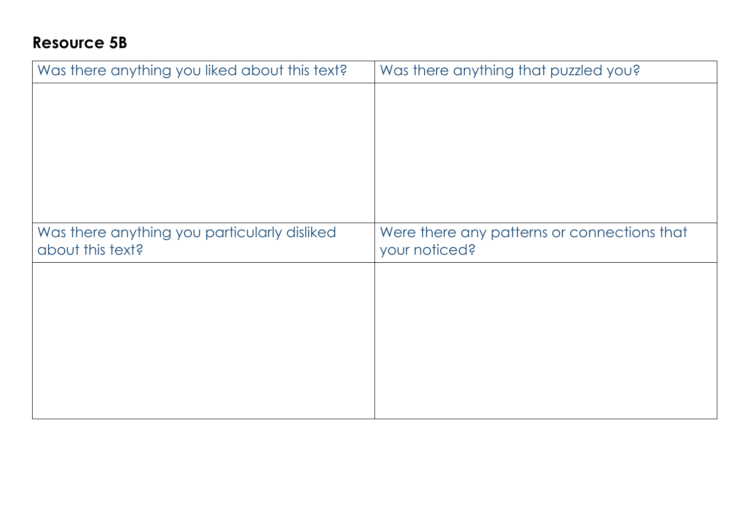## Resource 5B

| Was there anything you liked about this text? | Was there anything that puzzled you? |
| --- | --- |
| | |
| **Was there anything you particularly disliked about this text?** | **Were there any patterns or connections that your noticed?** |
| | |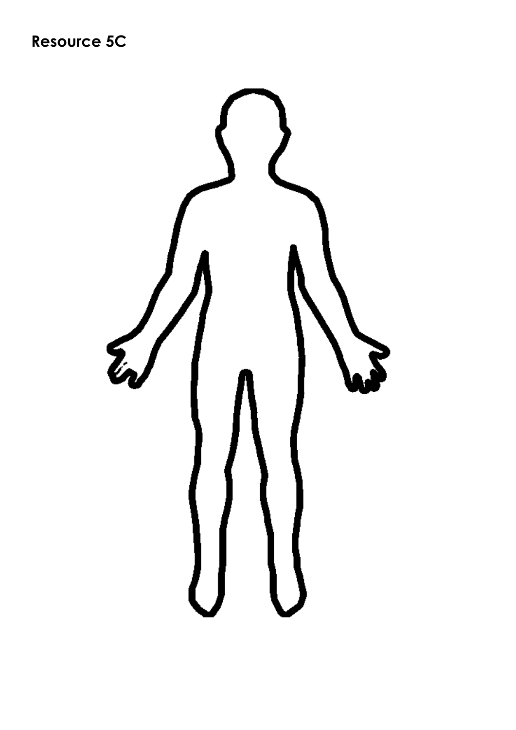**Resource 5C**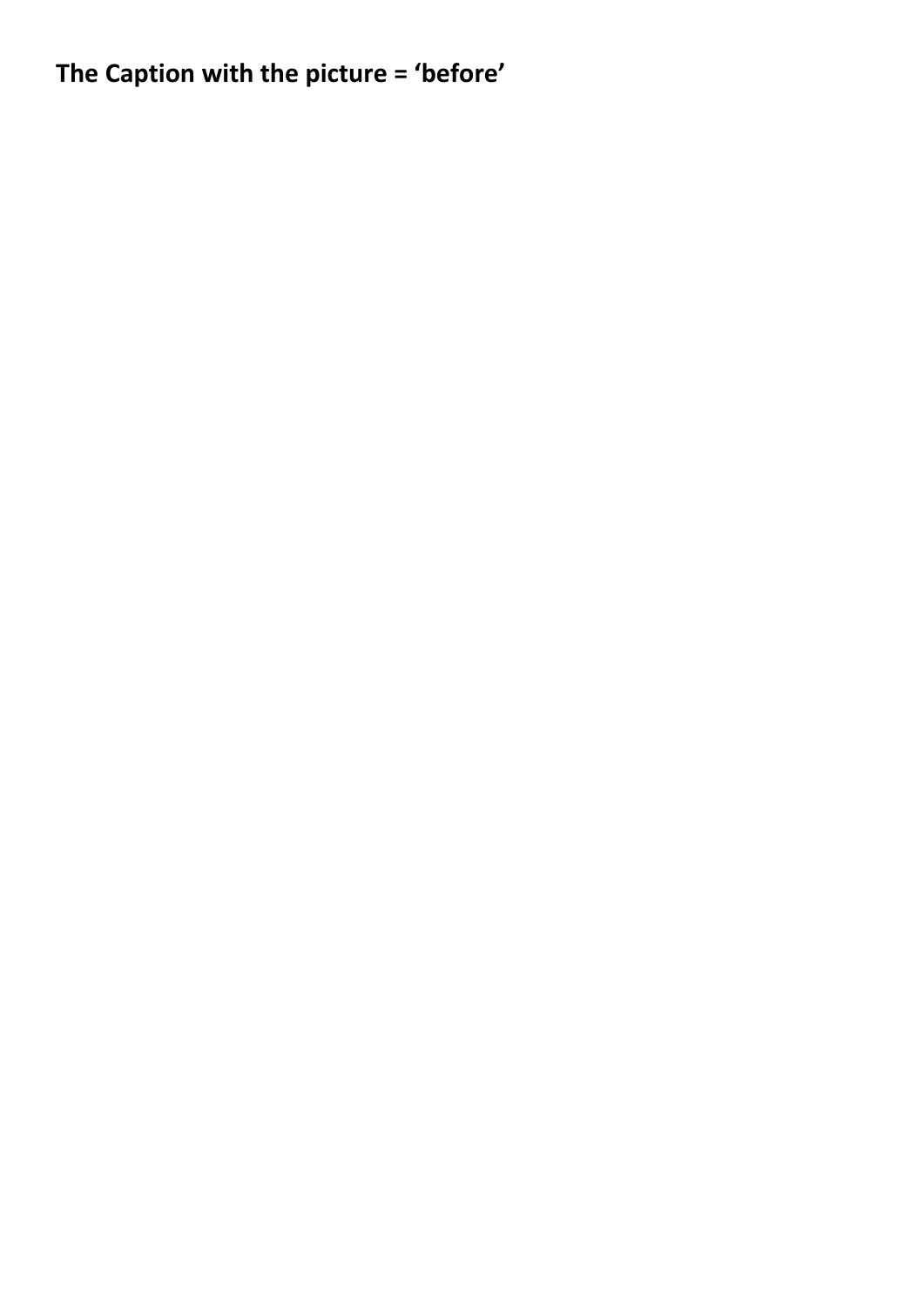**The Caption with the picture = ‘before’**